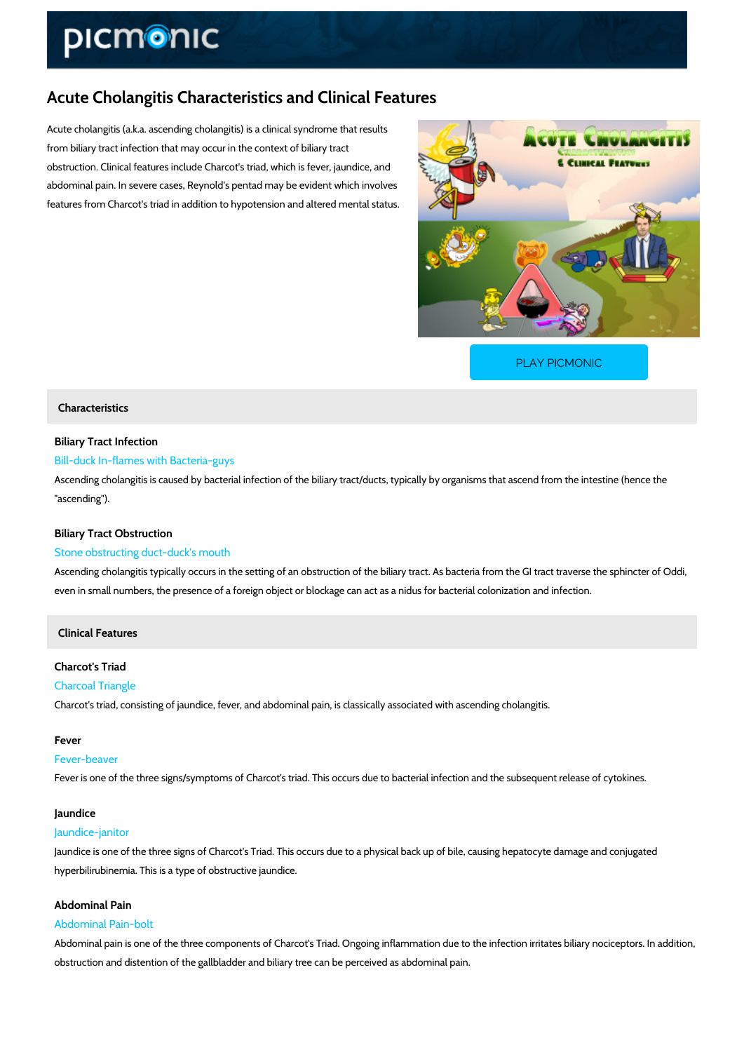# Acute Cholangitis Characteristics and Clinical Features

Acute cholangitis (a.k.a. ascending cholangitis) is a clinical syndrome that results from biliary tract infection that may occur in the context of biliary tract obstruction. Clinical features include Charcot's triad, which is fever, jaundice, and abdominal pain. In severe cases, Reynold's pentad may be evident which involves features from Charcot's triad in addition to hypotension and altered mental status.

PLAY PICMONIC

## Characteristics

### Biliary Tract Infection

Bill-duck In-flames with Bacteria-guys

Ascending cholangitis is caused by bacterial infection of the biliary tract/ducts, typically by organisms that ascend from the intestine (hence the "ascending").

### Biliary Tract Obstruction

Stone obstructing duct-duck's mouth

Ascending cholangitis typically occurs in the setting of an obstruction of the biliary tract. As bacteria from the GI tract traverse the sphincter of Oddi, even in small numbers, the presence of a foreign object or blockage can act as a nidus for bacterial colonization and infection.

## Clinical Features

### Charcot's Triad

Charcoal Triangle

Charcot's triad, consisting of jaundice, fever, and abdominal pain, is classically associated with ascending cholangitis.

### Fever

Fever-beaver

Fever is one of the three signs/symptoms of Charcot's triad. This occurs due to bacterial infection and the subsequent release of cytokines.

### Jaundice

Jaundice-janitor

Jaundice is one of the three signs of Charcot's Triad. This occurs due to a physical back up of bile, causing hepatocyte damage and conjugated hyperbilirubinemia. This is a type of obstructive jaundice.

### Abdominal Pain

Abdominal Pain-bolt

Abdominal pain is one of the three components of Charcot's Triad. Ongoing inflammation due to the infection irritates biliary nociceptors. In addition, obstruction and distention of the gallbladder and biliary tree can be perceived as abdominal pain.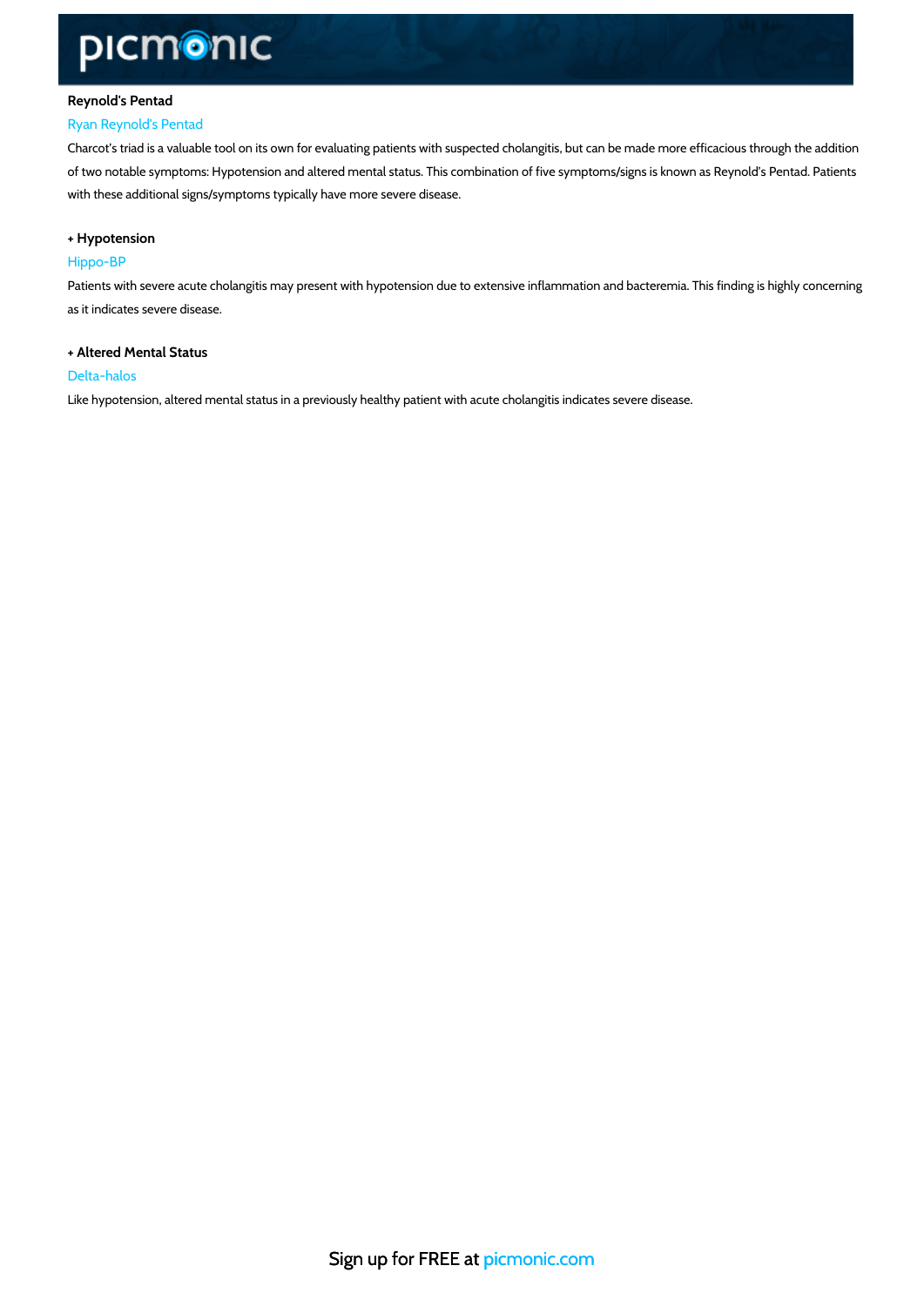**Reynold's Pentad**

Ryan Reynold's Pentad

Charcot's triad is a valuable tool on its own for evaluating patients with suspected cholangitis, but can be made more efficacious through the addition of two notable symptoms: Hypotension and altered mental status. This combination of five symptoms/signs is known as Reynold's Pentad. Patients with these additional signs/symptoms typically have more severe disease.

**+ Hypotension**

Hippo-BP

Patients with severe acute cholangitis may present with hypotension due to extensive inflammation and bacteremia. This finding is highly concerning as it indicates severe disease.

**+ Altered Mental Status**

Delta-halos

Like hypotension, altered mental status in a previously healthy patient with acute cholangitis indicates severe disease.